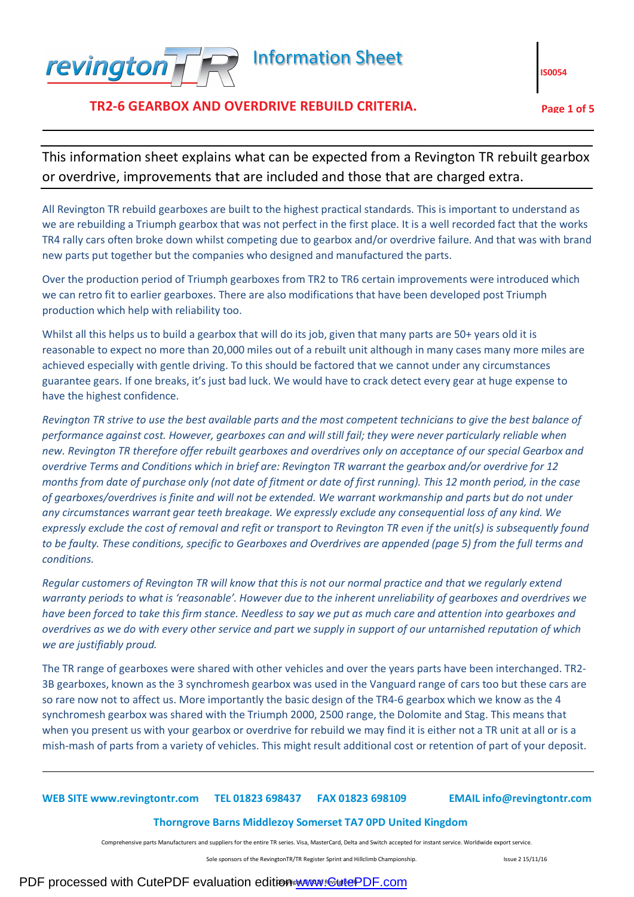# TR2-6 GEARBOX AND OVERDRIVE REBUILD CRITERIA.

This information sheet explains what can be expected from a Revington TR rebuilt gearbox or overdrive, improvements that are included and those that are charged extra.

All Revington TR rebuild gearboxes are built to the highest practical standards. This is important to understand as we are rebuilding a Triumph gearbox that was not perfect in the first place. It is a well recorded fact that the works TR4 rally cars often broke down whilst competing due to gearbox and/or overdrive failure. And that was with brand new parts put together but the companies who designed and manufactured the parts.

Over the production period of Triumph gearboxes from TR2 to TR6 certain improvements were introduced which we can retro fit to earlier gearboxes. There are also modifications that have been developed post Triumph production which help with reliability too.

Whilst all this helps us to build a gearbox that will do its job, given that many parts are 50+ years old it is reasonable to expect no more than 20,000 miles out of a rebuilt unit although in many cases many more miles are achieved especially with gentle driving. To this should be factored that we cannot under any circumstances guarantee gears. If one breaks, it's just bad luck. We would have to crack detect every gear at huge expense to have the highest confidence.

*Revington TR strive to use the best available parts and the most competent technicians to give the best balance of performance against cost. However, gearboxes can and will still fail; they were never particularly reliable when new. Revington TR therefore offer rebuilt gearboxes and overdrives only on acceptance of our special Gearbox and overdrive Terms and Conditions which in brief are: Revington TR warrant the gearbox and/or overdrive for 12 months from date of purchase only (not date of fitment or date of first running). This 12 month period, in the case of gearboxes/overdrives is finite and will not be extended. We warrant workmanship and parts but do not under any circumstances warrant gear teeth breakage. We expressly exclude any consequential loss of any kind. We expressly exclude the cost of removal and refit or transport to Revington TR even if the unit(s) is subsequently found to be faulty. These conditions, specific to Gearboxes and Overdrives are appended (page 5) from the full terms and conditions.*

*Regular customers of Revington TR will know that this is not our normal practice and that we regularly extend warranty periods to what is 'reasonable'. However due to the inherent unreliability of gearboxes and overdrives we have been forced to take this firm stance. Needless to say we put as much care and attention into gearboxes and overdrives as we do with every other service and part we supply in support of our untarnished reputation of which we are justifiably proud.*

The TR range of gearboxes were shared with other vehicles and over the years parts have been interchanged. TR2-3B gearboxes, known as the 3 synchromesh gearbox was used in the Vanguard range of cars too but these cars are so rare now not to affect us. More importantly the basic design of the TR4-6 gearbox which we know as the 4 synchromesh gearbox was shared with the Triumph 2000, 2500 range, the Dolomite and Stag. This means that when you present us with your gearbox or overdrive for rebuild we may find it is either not a TR unit at all or is a mish-mash of parts from a variety of vehicles. This might result additional cost or retention of part of your deposit.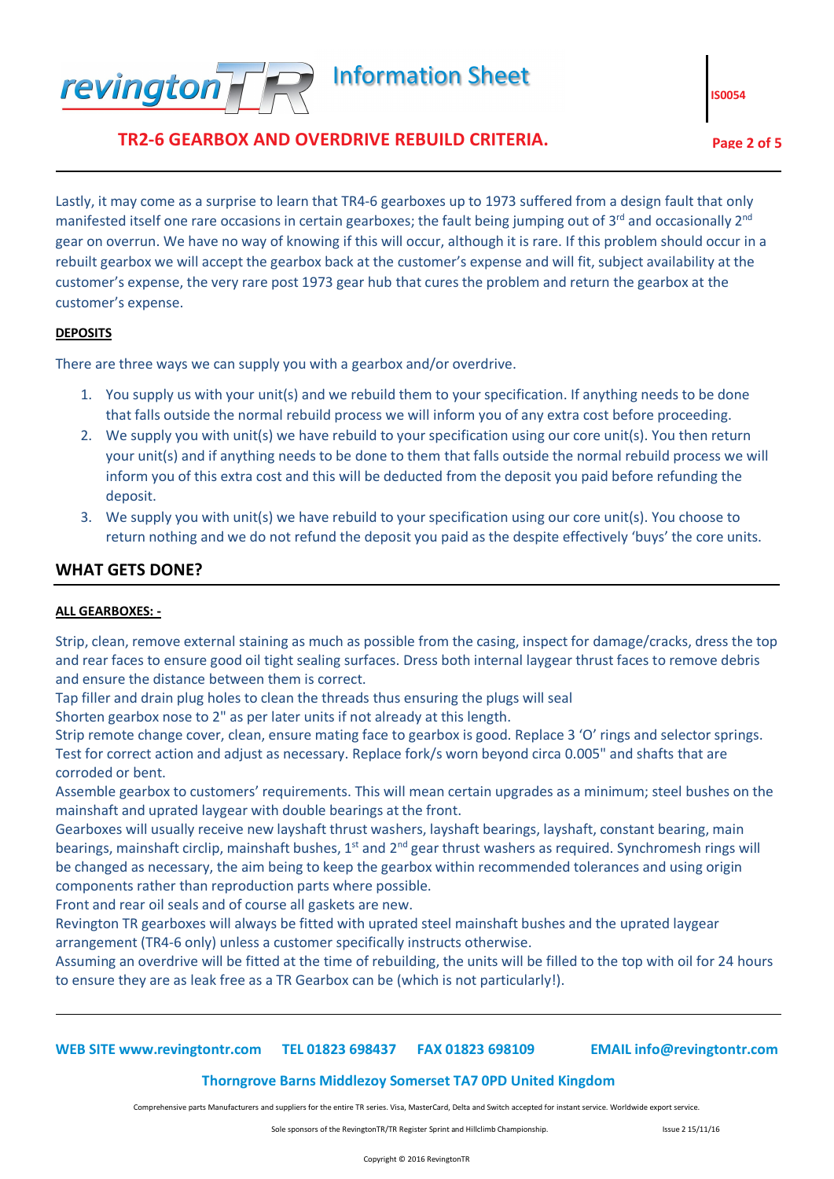Lastly, it may come as a surprise to learn that TR4-6 gearboxes up to 1973 suffered from a design fault that only manifested itself one rare occasions in certain gearboxes; the fault being jumping out of 3rd and occasionally 2nd gear on overrun. We have no way of knowing if this will occur, although it is rare. If this problem should occur in a rebuilt gearbox we will accept the gearbox back at the customer's expense and will fit, subject availability at the customer's expense, the very rare post 1973 gear hub that cures the problem and return the gearbox at the customer's expense.

**DEPOSITS**

There are three ways we can supply you with a gearbox and/or overdrive.

1. You supply us with your unit(s) and we rebuild them to your specification. If anything needs to be done that falls outside the normal rebuild process we will inform you of any extra cost before proceeding.
2. We supply you with unit(s) we have rebuild to your specification using our core unit(s). You then return your unit(s) and if anything needs to be done to them that falls outside the normal rebuild process we will inform you of this extra cost and this will be deducted from the deposit you paid before refunding the deposit.
3. We supply you with unit(s) we have rebuild to your specification using our core unit(s). You choose to return nothing and we do not refund the deposit you paid as the despite effectively 'buys' the core units.

## WHAT GETS DONE?

**ALL GEARBOXES: -**

Strip, clean, remove external staining as much as possible from the casing, inspect for damage/cracks, dress the top and rear faces to ensure good oil tight sealing surfaces. Dress both internal laygear thrust faces to remove debris and ensure the distance between them is correct.
Tap filler and drain plug holes to clean the threads thus ensuring the plugs will seal
Shorten gearbox nose to 2" as per later units if not already at this length.
Strip remote change cover, clean, ensure mating face to gearbox is good. Replace 3 'O' rings and selector springs. Test for correct action and adjust as necessary. Replace fork/s worn beyond circa 0.005" and shafts that are corroded or bent.
Assemble gearbox to customers' requirements. This will mean certain upgrades as a minimum; steel bushes on the mainshaft and uprated laygear with double bearings at the front.
Gearboxes will usually receive new layshaft thrust washers, layshaft bearings, layshaft, constant bearing, main bearings, mainshaft circlip, mainshaft bushes, 1st and 2nd gear thrust washers as required. Synchromesh rings will be changed as necessary, the aim being to keep the gearbox within recommended tolerances and using origin components rather than reproduction parts where possible.
Front and rear oil seals and of course all gaskets are new.
Revington TR gearboxes will always be fitted with uprated steel mainshaft bushes and the uprated laygear arrangement (TR4-6 only) unless a customer specifically instructs otherwise.
Assuming an overdrive will be fitted at the time of rebuilding, the units will be filled to the top with oil for 24 hours to ensure they are as leak free as a TR Gearbox can be (which is not particularly!).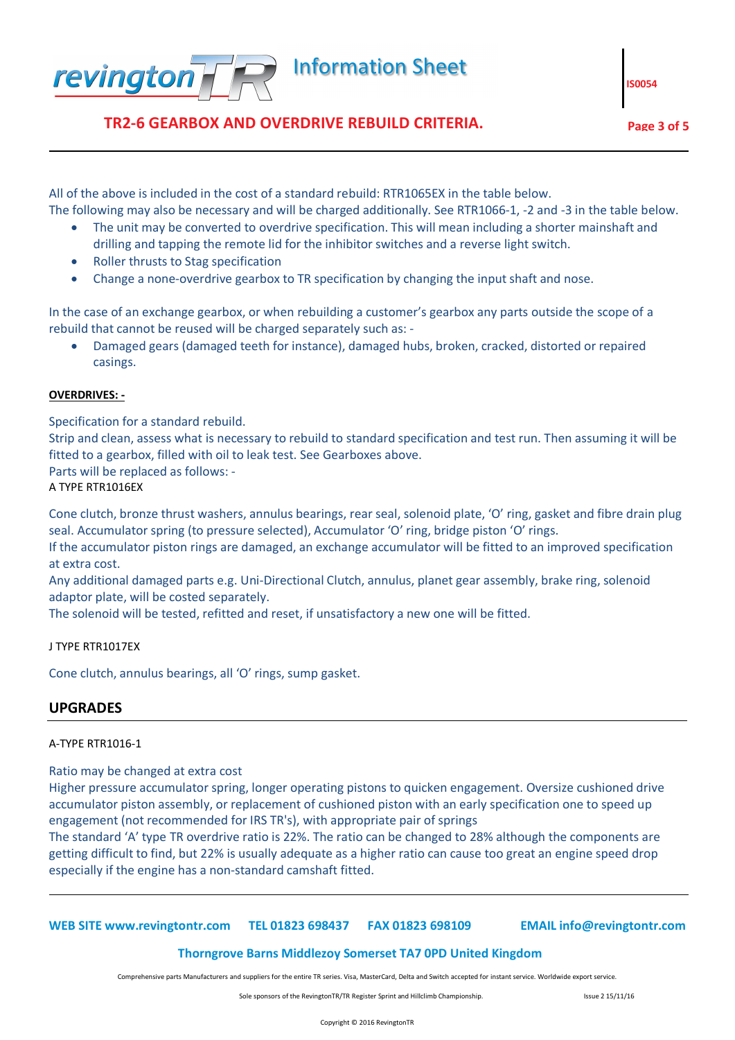All of the above is included in the cost of a standard rebuild: RTR1065EX in the table below.
The following may also be necessary and will be charged additionally. See RTR1066-1, -2 and -3 in the table below.

- The unit may be converted to overdrive specification. This will mean including a shorter mainshaft and drilling and tapping the remote lid for the inhibitor switches and a reverse light switch.
- Roller thrusts to Stag specification
- Change a none-overdrive gearbox to TR specification by changing the input shaft and nose.

In the case of an exchange gearbox, or when rebuilding a customer's gearbox any parts outside the scope of a rebuild that cannot be reused will be charged separately such as: -

- Damaged gears (damaged teeth for instance), damaged hubs, broken, cracked, distorted or repaired casings.

**OVERDRIVES: -**

Specification for a standard rebuild.
Strip and clean, assess what is necessary to rebuild to standard specification and test run. Then assuming it will be fitted to a gearbox, filled with oil to leak test. See Gearboxes above.
Parts will be replaced as follows: -
A TYPE RTR1016EX

Cone clutch, bronze thrust washers, annulus bearings, rear seal, solenoid plate, 'O' ring, gasket and fibre drain plug seal. Accumulator spring (to pressure selected), Accumulator 'O' ring, bridge piston 'O' rings.
If the accumulator piston rings are damaged, an exchange accumulator will be fitted to an improved specification at extra cost.
Any additional damaged parts e.g. Uni-Directional Clutch, annulus, planet gear assembly, brake ring, solenoid adaptor plate, will be costed separately.
The solenoid will be tested, refitted and reset, if unsatisfactory a new one will be fitted.

J TYPE RTR1017EX

Cone clutch, annulus bearings, all 'O' rings, sump gasket.

## UPGRADES

A-TYPE RTR1016-1

Ratio may be changed at extra cost
Higher pressure accumulator spring, longer operating pistons to quicken engagement. Oversize cushioned drive accumulator piston assembly, or replacement of cushioned piston with an early specification one to speed up engagement (not recommended for IRS TR's), with appropriate pair of springs
The standard 'A' type TR overdrive ratio is 22%. The ratio can be changed to 28% although the components are getting difficult to find, but 22% is usually adequate as a higher ratio can cause too great an engine speed drop especially if the engine has a non-standard camshaft fitted.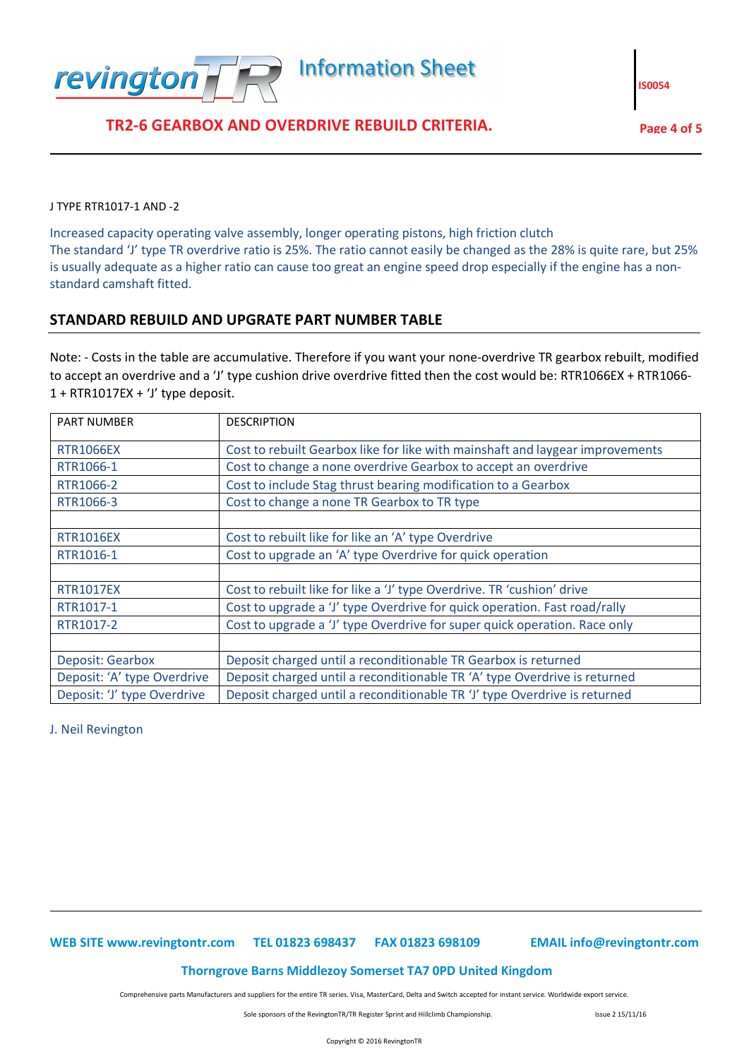J TYPE RTR1017-1 AND -2

Increased capacity operating valve assembly, longer operating pistons, high friction clutch
The standard 'J' type TR overdrive ratio is 25%. The ratio cannot easily be changed as the 28% is quite rare, but 25% is usually adequate as a higher ratio can cause too great an engine speed drop especially if the engine has a non-standard camshaft fitted.

## STANDARD REBUILD AND UPGRATE PART NUMBER TABLE

Note: - Costs in the table are accumulative. Therefore if you want your none-overdrive TR gearbox rebuilt, modified to accept an overdrive and a 'J' type cushion drive overdrive fitted then the cost would be: RTR1066EX + RTR1066-1 + RTR1017EX + 'J' type deposit.

| PART NUMBER | DESCRIPTION |
|---|---|
| RTR1066EX | Cost to rebuilt Gearbox like for like with mainshaft and laygear improvements |
| RTR1066-1 | Cost to change a none overdrive Gearbox to accept an overdrive |
| RTR1066-2 | Cost to include Stag thrust bearing modification to a Gearbox |
| RTR1066-3 | Cost to change a none TR Gearbox to TR type |
| | |
| RTR1016EX | Cost to rebuilt like for like an 'A' type Overdrive |
| RTR1016-1 | Cost to upgrade an 'A' type Overdrive for quick operation |
| | |
| RTR1017EX | Cost to rebuilt like for like a 'J' type Overdrive. TR 'cushion' drive |
| RTR1017-1 | Cost to upgrade a 'J' type Overdrive for quick operation. Fast road/rally |
| RTR1017-2 | Cost to upgrade a 'J' type Overdrive for super quick operation. Race only |
| | |
| Deposit: Gearbox | Deposit charged until a reconditionable TR Gearbox is returned |
| Deposit: 'A' type Overdrive | Deposit charged until a reconditionable TR 'A' type Overdrive is returned |
| Deposit: 'J' type Overdrive | Deposit charged until a reconditionable TR 'J' type Overdrive is returned |

J. Neil Revington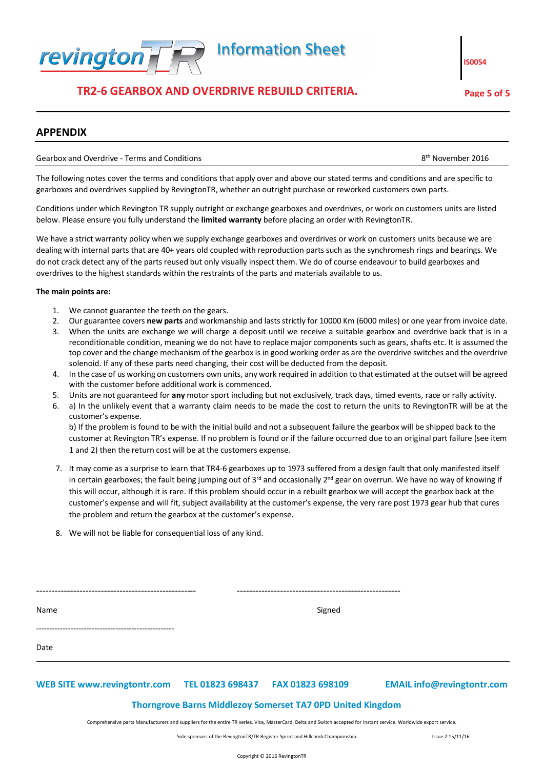## APPENDIX

Gearbox and Overdrive - Terms and Conditions 8th November 2016

The following notes cover the terms and conditions that apply over and above our stated terms and conditions and are specific to gearboxes and overdrives supplied by RevingtonTR, whether an outright purchase or reworked customers own parts.

Conditions under which Revington TR supply outright or exchange gearboxes and overdrives, or work on customers units are listed below. Please ensure you fully understand the **limited warranty** before placing an order with RevingtonTR.

We have a strict warranty policy when we supply exchange gearboxes and overdrives or work on customers units because we are dealing with internal parts that are 40+ years old coupled with reproduction parts such as the synchromesh rings and bearings. We do not crack detect any of the parts reused but only visually inspect them. We do of course endeavour to build gearboxes and overdrives to the highest standards within the restraints of the parts and materials available to us.

**The main points are:**

1. We cannot guarantee the teeth on the gears.
2. Our guarantee covers **new parts** and workmanship and lasts strictly for 10000 Km (6000 miles) or one year from invoice date.
3. When the units are exchange we will charge a deposit until we receive a suitable gearbox and overdrive back that is in a reconditionable condition, meaning we do not have to replace major components such as gears, shafts etc. It is assumed the top cover and the change mechanism of the gearbox is in good working order as are the overdrive switches and the overdrive solenoid. If any of these parts need changing, their cost will be deducted from the deposit.
4. In the case of us working on customers own units, any work required in addition to that estimated at the outset will be agreed with the customer before additional work is commenced.
5. Units are not guaranteed for **any** motor sport including but not exclusively, track days, timed events, race or rally activity.
6. a) In the unlikely event that a warranty claim needs to be made the cost to return the units to RevingtonTR will be at the customer's expense.
   b) If the problem is found to be with the initial build and not a subsequent failure the gearbox will be shipped back to the customer at Revington TR's expense. If no problem is found or if the failure occurred due to an original part failure (see item 1 and 2) then the return cost will be at the customers expense.
7. It may come as a surprise to learn that TR4-6 gearboxes up to 1973 suffered from a design fault that only manifested itself in certain gearboxes; the fault being jumping out of 3rd and occasionally 2nd gear on overrun. We have no way of knowing if this will occur, although it is rare. If this problem should occur in a rebuilt gearbox we will accept the gearbox back at the customer's expense and will fit, subject availability at the customer's expense, the very rare post 1973 gear hub that cures the problem and return the gearbox at the customer's expense.
8. We will not be liable for consequential loss of any kind.

---------------------------------------------------- ----------------------------------------------------

Name Signed

--------------------------------------------------

Date

**WEB SITE www.revingtontr.com TEL 01823 698437 FAX 01823 698109 EMAIL info@revingtontr.com**

**Thorngrove Barns Middlezoy Somerset TA7 0PD United Kingdom**

Comprehensive parts Manufacturers and suppliers for the entire TR series. Visa, MasterCard, Delta and Switch accepted for instant service. Worldwide export service.

Sole sponsors of the RevingtonTR/TR Register Sprint and Hillclimb Championship. Issue 2 15/11/16

Copyright © 2016 RevingtonTR